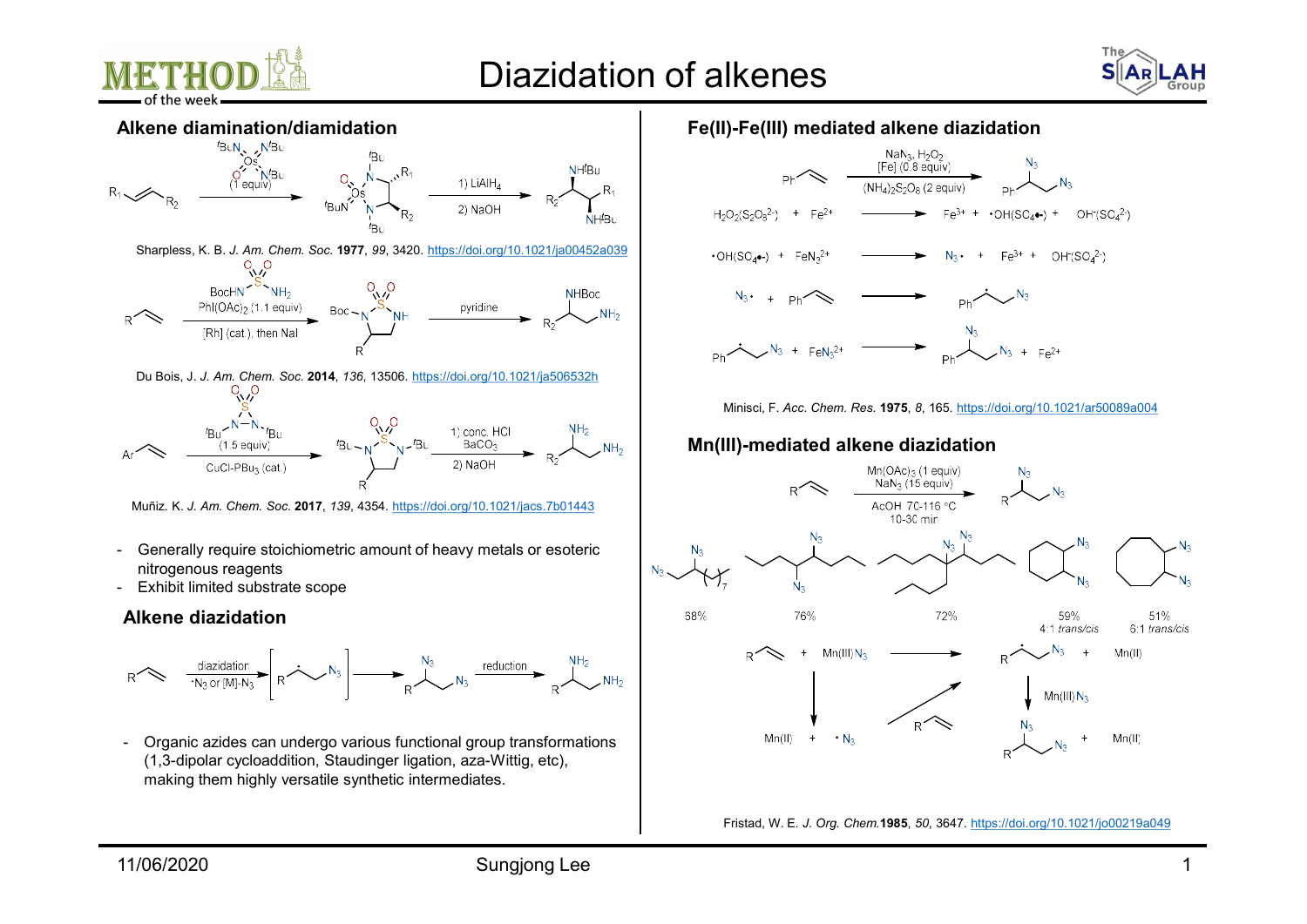# Diazidation of alkenes

## Alkene diamination/diamidation

Sharpless, K. B. *J. Am. Chem. Soc.* **1977**, *99*, 3420. https://doi.org/10.1021/ja00452a039

Du Bois, J. *J. Am. Chem. Soc.* **2014**, *136*, 13506. https://doi.org/10.1021/ja506532h

Muñiz. K. *J. Am. Chem. Soc.* **2017**, *139*, 4354. https://doi.org/10.1021/jacs.7b01443

- Generally require stoichiometric amount of heavy metals or esoteric nitrogenous reagents
- Exhibit limited substrate scope

## Alkene diazidation

- Organic azides can undergo various functional group transformations (1,3-dipolar cycloaddition, Staudinger ligation, aza-Wittig, etc), making them highly versatile synthetic intermediates.

## Fe(II)-Fe(III) mediated alkene diazidation

$NaN_3$, $H_2O_2$, [Fe] (0.8 equiv), $(NH_4)_2S_2O_8$ (2 equiv)

$H_2O_2(S_2O_8^{2-}) + Fe^{2+} \rightarrow Fe^{3+} + \cdot OH(SO_4^{\bullet -}) + OH^-(SO_4^{2-})$

$\cdot OH(SO_4^{\bullet -}) + FeN_3^{2+} \rightarrow N_3\cdot + Fe^{3+} + OH^-(SO_4^{2-})$

Minisci, F. *Acc. Chem. Res.* **1975**, *8*, 165. https://doi.org/10.1021/ar50089a004

## Mn(III)-mediated alkene diazidation

$Mn(OAc)_3$ (1 equiv), $NaN_3$ (15 equiv), AcOH 70-116 °C, 10-30 min

68%; 76%; 72%; 59% 4:1 *trans/cis*; 51% 6:1 *trans/cis*

Fristad, W. E. *J. Org. Chem.* **1985**, *50*, 3647. https://doi.org/10.1021/jo00219a049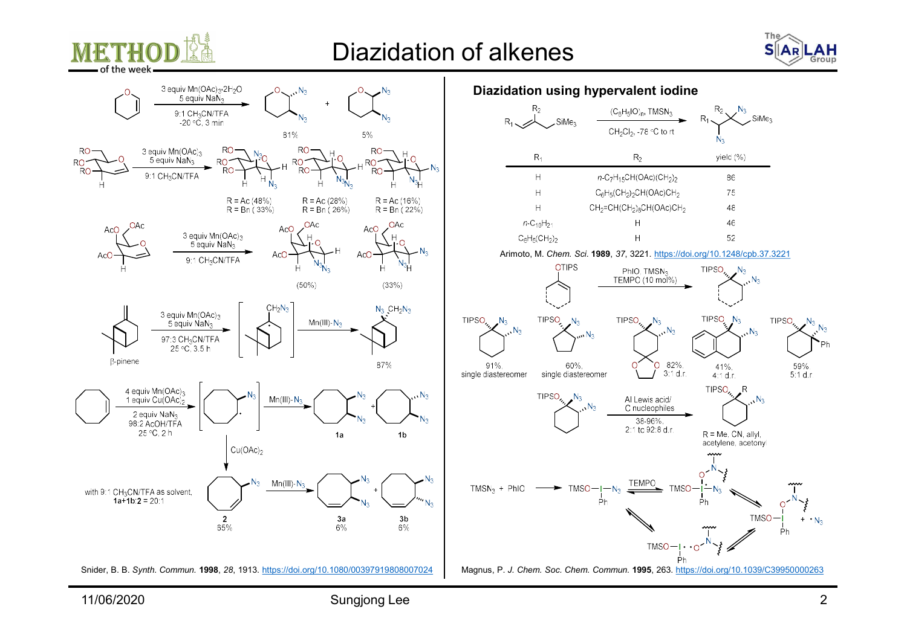# Diazidation of alkenes

3 equiv $Mn(OAc)_3 \cdot 2H_2O$, 5 equiv $NaN_3$, 9:1 $CH_3CN$/TFA, -20 °C, 3 min: 81% + 5%

3 equiv $Mn(OAc)_3$, 5 equiv $NaN_3$, 9:1 $CH_3CN$/TFA

R = Ac (48%), R = Bn (33%); R = Ac (28%), R = Bn (26%); R = Ac (16%), R = Bn (22%)

3 equiv $Mn(OAc)_3$, 5 equiv $NaN_3$, 9:1 $CH_3CN$/TFA: (50%), (33%)

β-pinene: 3 equiv $Mn(OAc)_3$, 5 equiv $NaN_3$, 97:3 $CH_3CN$/TFA, 25 °C, 3.5 h; Mn(III)-$N_3$: 87%

4 equiv $Mn(OAc)_3$, 1 equiv $Cu(OAc)_2$, 2 equiv $NaN_3$, 98:2 AcOH/TFA, 25 °C, 2 h; Mn(III)-$N_3$: **1a**, **1b**

$Cu(OAc)_2$

with 9:1 $CH_3CN$/TFA as solvent, **1a**+**1b**:**2** = 20:1

**2** 65%; Mn(III)-$N_3$: **3a** 6%, **3b** 6%

Snider, B. B. *Synth. Commun.* **1998**, *28*, 1913. https://doi.org/10.1080/00397919808007024

## Diazidation using hypervalent iodine

$(C_6H_5IO)_n$, $TMSN_3$, $CH_2Cl_2$, -78 °C to rt

| $R_1$ | $R_2$ | yield (%) |
|---|---|---|
| H | $n$-$C_7H_{15}CH(OAc)(CH_2)_2$ | 86 |
| H | $C_6H_5(CH_2)_2CH(OAc)CH_2$ | 75 |
| H | $CH_2$=$CH(CH_2)_3CH(OAc)CH_2$ | 48 |
| $n$-$C_{10}H_{21}$ | H | 46 |
| $C_6H_5(CH_2)_2$ | H | 52 |

Arimoto, M. *Chem. Sci.* **1989**, *37*, 3221. https://doi.org/10.1248/cpb.37.3221

PhIO, $TMSN_3$, TEMPO (10 mol%)

91%, single diastereomer; 60%, single diastereomer; 82%, 3:1 d.r.; 41%, 4:1 d.r.; 59%, 5:1 d.r.

Al Lewis acid/ C nucleophiles, 38-96%, 2:1 to 92:8 d.r.; R = Me, CN, allyl, acetylene, acetony

$TMSN_3$ + PhIO → TMSO–I(Ph)–$N_3$ ⇌ (TEMPO) ... TMSO–I(Ph) + •$N_3$

Magnus, P. *J. Chem. Soc. Chem. Commun.* **1995**, 263. https://doi.org/10.1039/C39950000263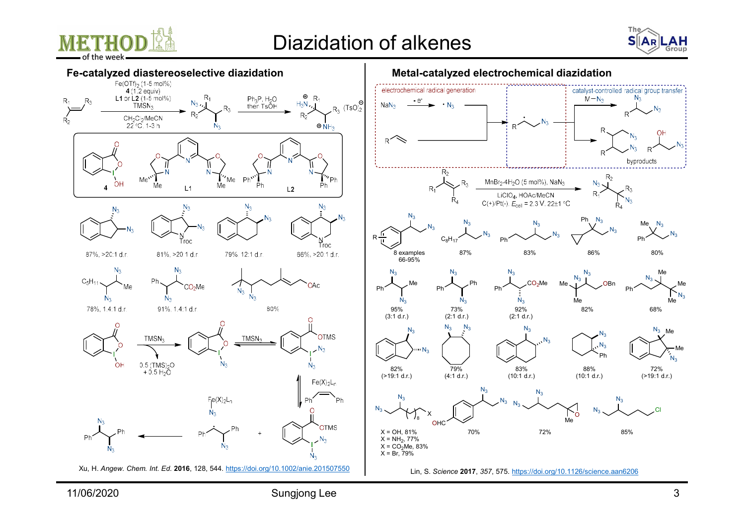# Diazidation of alkenes

## Fe-catalyzed diastereoselective diazidation

$Fe(OTf)_2$ (1-5 mol%), **4** (1.2 equiv), **L1** or **L2** (1-5 mol%), $TMSN_3$, $CH_2Cl_2$/MeCN, 22 °C, 1-3 h; then $Ph_3P$, $H_2O$, then TsOH

4, L1, L2

87%, >20:1 d.r.

81%, >20:1 d.r.

79%, 12:1 d.r.

66%, >20:1 d.r.

78%, 1.4:1 d.r.

91%, 1.4:1 d.r.

80%

$TMSN_3$, 0.5 $(TMS)_2O$ + 0.5 $H_2O$

$TMSN_3$

$Fe(X)_2L_n$

Xu, H. *Angew. Chem. Int. Ed.* **2016**, 128, 544. https://doi.org/10.1002/anie.201507550

## Metal-catalyzed electrochemical diazidation

electrochemical radical generation: $NaN_3$ → $\cdot N_3$ (- e⁻)

catalyst-controlled radical group transfer: $M-N_3$

byproducts

$MnBr_2 \cdot 4H_2O$ (5 mol%), $NaN_3$, $LiClO_4$, HOAc/MeCN, C(+)/Pt(-), $E_{cell}$ = 2.3 V, 22±1 °C

8 examples 66-95%

87%

83%

86%

80%

95% (3:1 d.r.)

73% (2:1 d.r.)

92% (2:1 d.r.)

82%

68%

82% (>19:1 d.r.)

79% (4:1 d.r.)

83% (10:1 d.r.)

88% (10:1 d.r.)

72% (>19:1 d.r.)

X = OH, 81%
X = $NH_2$, 77%
X = $CO_2Me$, 83%
X = Br, 79%

70%

72%

85%

Lin, S. *Science* **2017**, *357*, 575. https://doi.org/10.1126/science.aan6206

11/06/2020 Sungjong Lee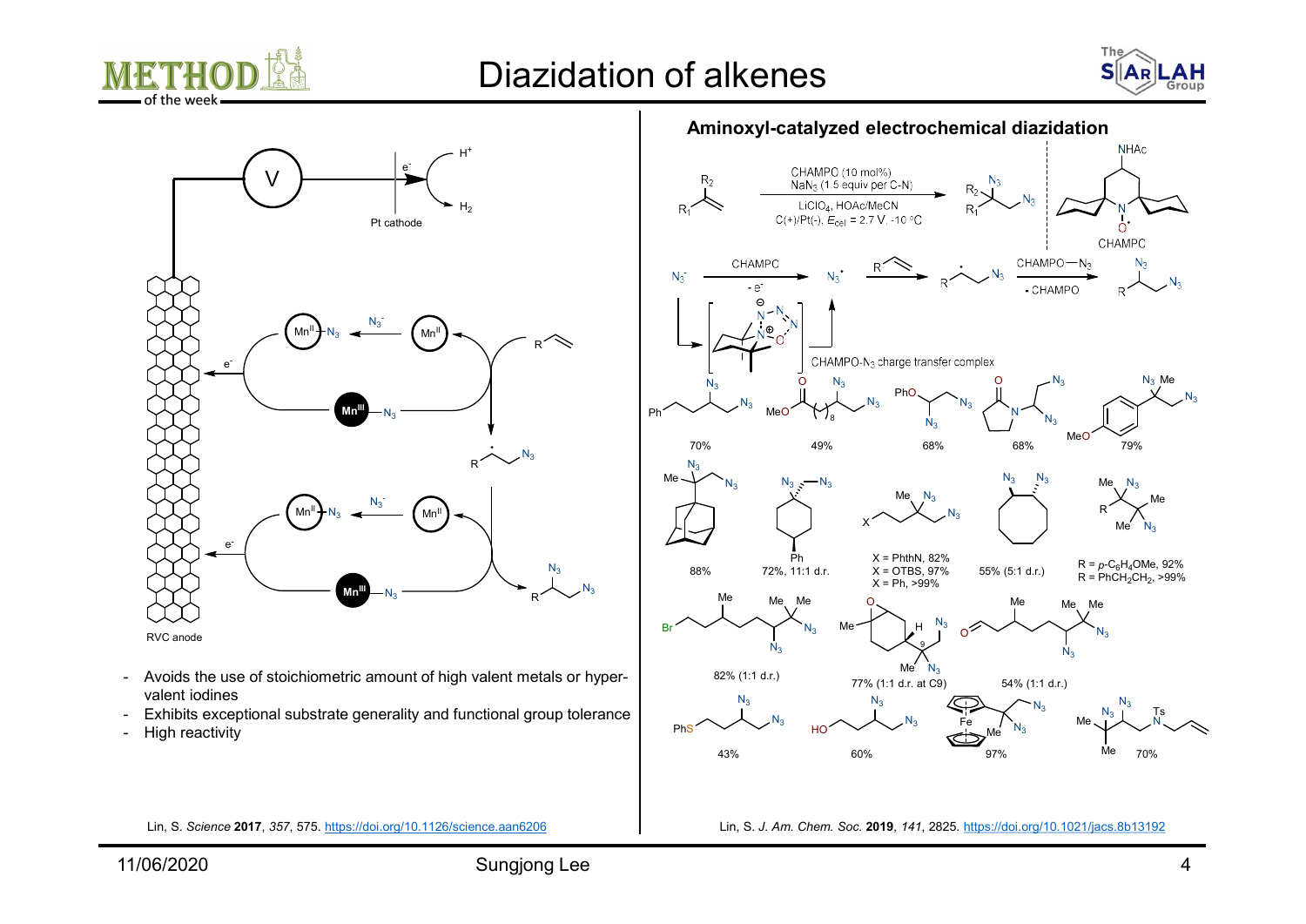# Diazidation of alkenes

Pt cathode

RVC anode

- Avoids the use of stoichiometric amount of high valent metals or hyper-valent iodines
- Exhibits exceptional substrate generality and functional group tolerance
- High reactivity

Lin, S. *Science* **2017**, *357*, 575. https://doi.org/10.1126/science.aan6206

## Aminoxyl-catalyzed electrochemical diazidation

CHAMPO (10 mol%)
$NaN_3$ (1.5 equiv per C-N)
$LiClO_4$, HOAc/MeCN
C(+)/Pt(-), $E_{cell}$ = 2.7 V, -10 °C

CHAMPO

CHAMPO-$N_3$ charge transfer complex

70%   49%   68%   68%   79%

88%   72%, 11:1 d.r.   X = PhthN, 82%; X = OTBS, 97%; X = Ph, >99%   55% (5:1 d.r.)   R = p-$C_6H_4$OMe, 92%; R = $PhCH_2CH_2$, >99%

82% (1:1 d.r.)   77% (1:1 d.r. at C9)   54% (1:1 d.r.)

43%   60%   97%   70%

Lin, S. *J. Am. Chem. Soc.* **2019**, *141*, 2825. https://doi.org/10.1021/jacs.8b13192